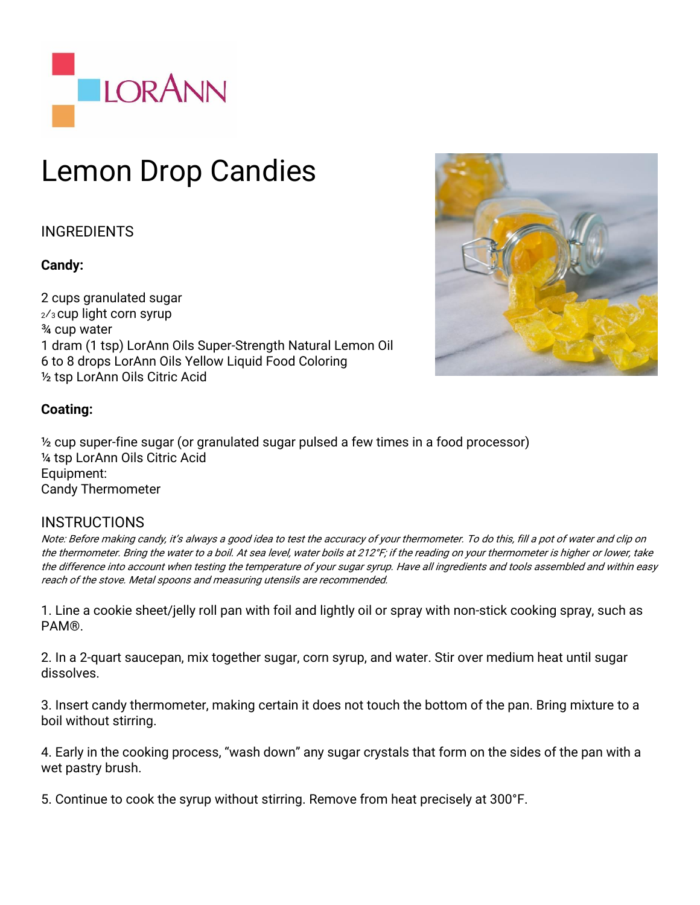# Lemon Drop Candies

## INGREDIENTS

**Candy:**

2 cups granulated sugar
2/3 cup light corn syrup
¾ cup water
1 dram (1 tsp) LorAnn Oils Super-Strength Natural Lemon Oil
6 to 8 drops LorAnn Oils Yellow Liquid Food Coloring
½ tsp LorAnn Oils Citric Acid

**Coating:**

½ cup super-fine sugar (or granulated sugar pulsed a few times in a food processor)
¼ tsp LorAnn Oils Citric Acid
Equipment:
Candy Thermometer

## INSTRUCTIONS

*Note: Before making candy, it's always a good idea to test the accuracy of your thermometer. To do this, fill a pot of water and clip on the thermometer. Bring the water to a boil. At sea level, water boils at 212°F; if the reading on your thermometer is higher or lower, take the difference into account when testing the temperature of your sugar syrup. Have all ingredients and tools assembled and within easy reach of the stove. Metal spoons and measuring utensils are recommended.*

1. Line a cookie sheet/jelly roll pan with foil and lightly oil or spray with non-stick cooking spray, such as PAM®.

2. In a 2-quart saucepan, mix together sugar, corn syrup, and water. Stir over medium heat until sugar dissolves.

3. Insert candy thermometer, making certain it does not touch the bottom of the pan. Bring mixture to a boil without stirring.

4. Early in the cooking process, "wash down" any sugar crystals that form on the sides of the pan with a wet pastry brush.

5. Continue to cook the syrup without stirring. Remove from heat precisely at 300°F.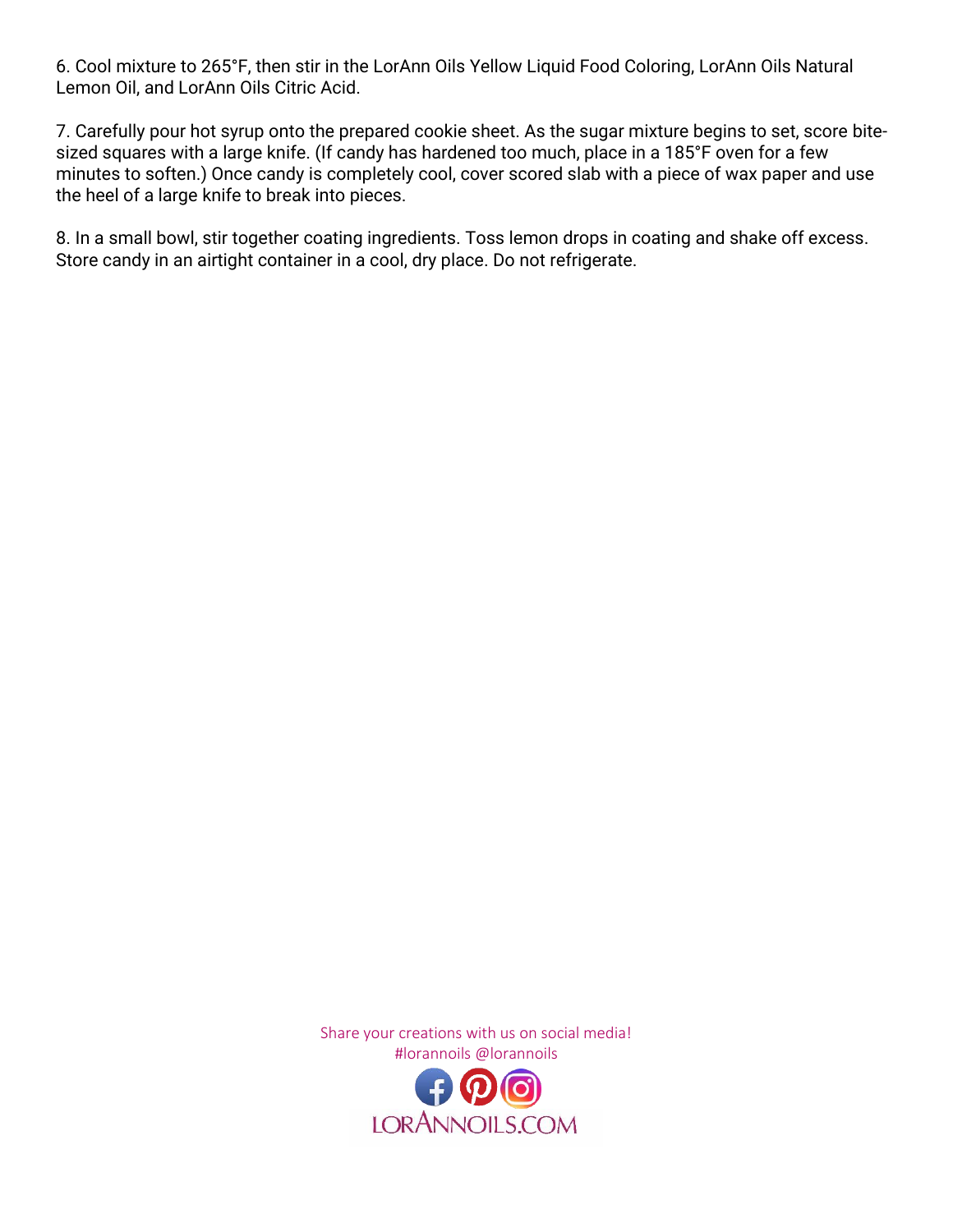6. Cool mixture to 265°F, then stir in the LorAnn Oils Yellow Liquid Food Coloring, LorAnn Oils Natural Lemon Oil, and LorAnn Oils Citric Acid.

7. Carefully pour hot syrup onto the prepared cookie sheet. As the sugar mixture begins to set, score bite-sized squares with a large knife. (If candy has hardened too much, place in a 185°F oven for a few minutes to soften.) Once candy is completely cool, cover scored slab with a piece of wax paper and use the heel of a large knife to break into pieces.

8. In a small bowl, stir together coating ingredients. Toss lemon drops in coating and shake off excess. Store candy in an airtight container in a cool, dry place. Do not refrigerate.

Share your creations with us on social media!
#lorannoils @lorannoils

LORANNOILS.COM